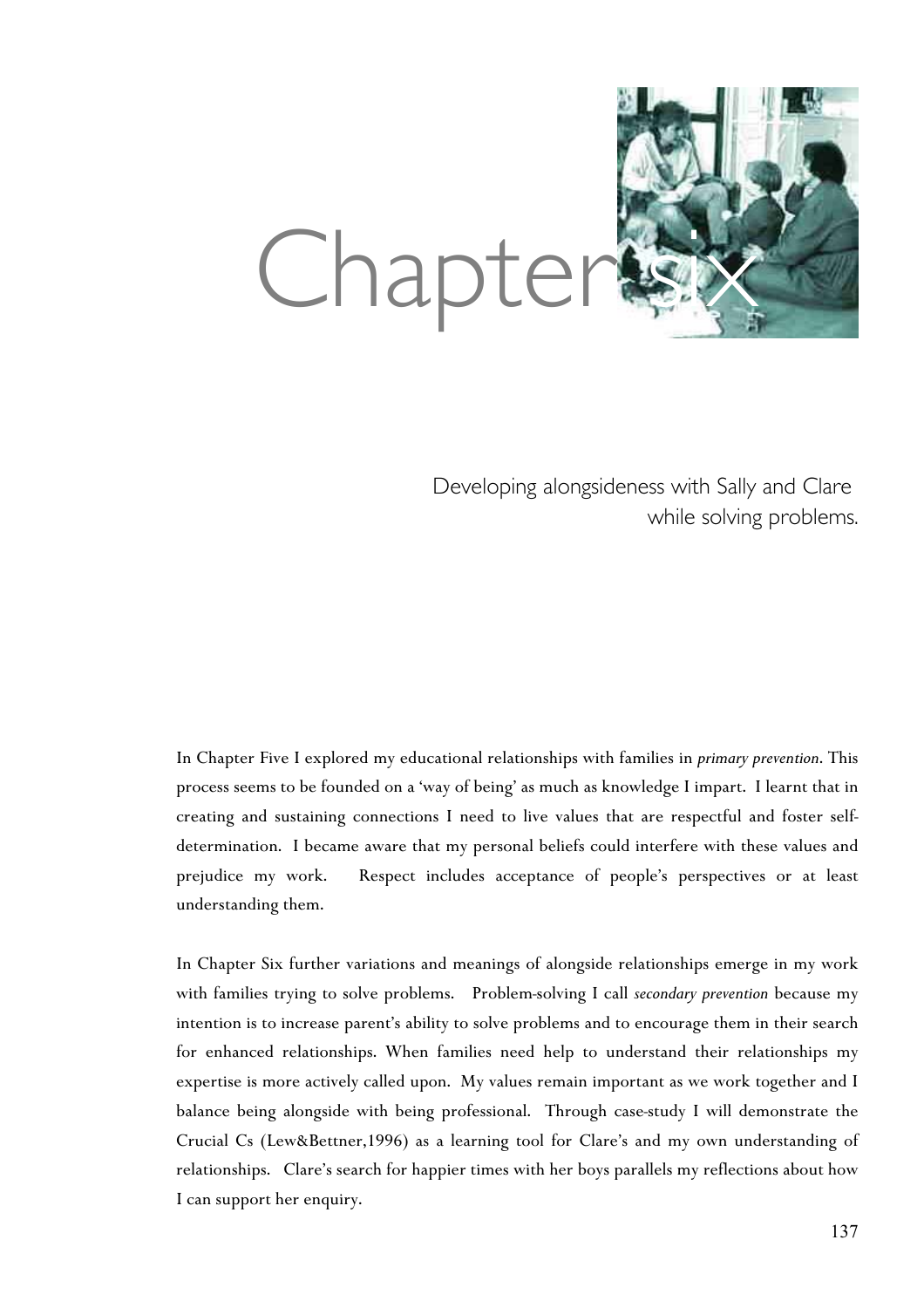# Chapter six

## Developing alongsideness with Sally and Clare while solving problems.

In Chapter Five I explored my educational relationships with families in *primary prevention*. This process seems to be founded on a 'way of being' as much as knowledge I impart. I learnt that in creating and sustaining connections I need to live values that are respectful and foster self-determination. I became aware that my personal beliefs could interfere with these values and prejudice my work. Respect includes acceptance of people's perspectives or at least understanding them.

In Chapter Six further variations and meanings of alongside relationships emerge in my work with families trying to solve problems. Problem-solving I call *secondary prevention* because my intention is to increase parent's ability to solve problems and to encourage them in their search for enhanced relationships. When families need help to understand their relationships my expertise is more actively called upon. My values remain important as we work together and I balance being alongside with being professional. Through case-study I will demonstrate the Crucial Cs (Lew&Bettner,1996) as a learning tool for Clare's and my own understanding of relationships. Clare's search for happier times with her boys parallels my reflections about how I can support her enquiry.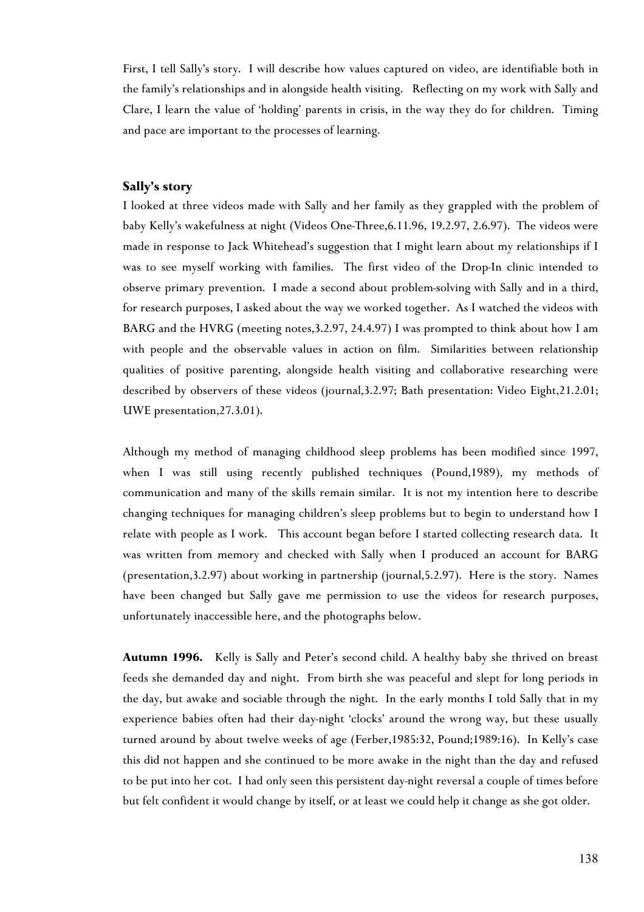First, I tell Sally's story. I will describe how values captured on video, are identifiable both in the family's relationships and in alongside health visiting. Reflecting on my work with Sally and Clare, I learn the value of 'holding' parents in crisis, in the way they do for children. Timing and pace are important to the processes of learning.

### Sally's story

I looked at three videos made with Sally and her family as they grappled with the problem of baby Kelly's wakefulness at night (Videos One-Three,6.11.96, 19.2.97, 2.6.97). The videos were made in response to Jack Whitehead's suggestion that I might learn about my relationships if I was to see myself working with families. The first video of the Drop-In clinic intended to observe primary prevention. I made a second about problem-solving with Sally and in a third, for research purposes, I asked about the way we worked together. As I watched the videos with BARG and the HVRG (meeting notes,3.2.97, 24.4.97) I was prompted to think about how I am with people and the observable values in action on film. Similarities between relationship qualities of positive parenting, alongside health visiting and collaborative researching were described by observers of these videos (journal,3.2.97; Bath presentation: Video Eight,21.2.01; UWE presentation,27.3.01).

Although my method of managing childhood sleep problems has been modified since 1997, when I was still using recently published techniques (Pound,1989), my methods of communication and many of the skills remain similar. It is not my intention here to describe changing techniques for managing children's sleep problems but to begin to understand how I relate with people as I work. This account began before I started collecting research data. It was written from memory and checked with Sally when I produced an account for BARG (presentation,3.2.97) about working in partnership (journal,5.2.97). Here is the story. Names have been changed but Sally gave me permission to use the videos for research purposes, unfortunately inaccessible here, and the photographs below.

**Autumn 1996.** Kelly is Sally and Peter's second child. A healthy baby she thrived on breast feeds she demanded day and night. From birth she was peaceful and slept for long periods in the day, but awake and sociable through the night. In the early months I told Sally that in my experience babies often had their day-night 'clocks' around the wrong way, but these usually turned around by about twelve weeks of age (Ferber,1985:32, Pound;1989:16). In Kelly's case this did not happen and she continued to be more awake in the night than the day and refused to be put into her cot. I had only seen this persistent day-night reversal a couple of times before but felt confident it would change by itself, or at least we could help it change as she got older.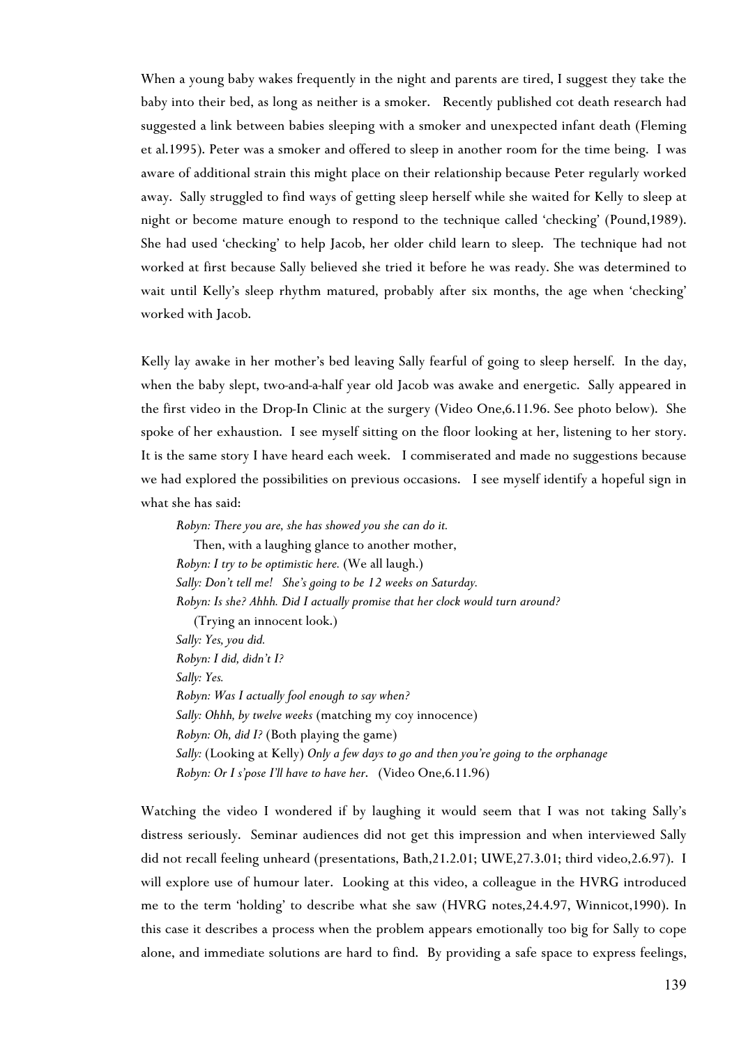When a young baby wakes frequently in the night and parents are tired, I suggest they take the baby into their bed, as long as neither is a smoker. Recently published cot death research had suggested a link between babies sleeping with a smoker and unexpected infant death (Fleming et al.1995). Peter was a smoker and offered to sleep in another room for the time being. I was aware of additional strain this might place on their relationship because Peter regularly worked away. Sally struggled to find ways of getting sleep herself while she waited for Kelly to sleep at night or become mature enough to respond to the technique called 'checking' (Pound,1989). She had used 'checking' to help Jacob, her older child learn to sleep. The technique had not worked at first because Sally believed she tried it before he was ready. She was determined to wait until Kelly's sleep rhythm matured, probably after six months, the age when 'checking' worked with Jacob.

Kelly lay awake in her mother's bed leaving Sally fearful of going to sleep herself. In the day, when the baby slept, two-and-a-half year old Jacob was awake and energetic. Sally appeared in the first video in the Drop-In Clinic at the surgery (Video One,6.11.96. See photo below). She spoke of her exhaustion. I see myself sitting on the floor looking at her, listening to her story. It is the same story I have heard each week. I commiserated and made no suggestions because we had explored the possibilities on previous occasions. I see myself identify a hopeful sign in what she has said:

> *Robyn: There you are, she has showed you she can do it.*
> Then, with a laughing glance to another mother,
> *Robyn: I try to be optimistic here.* (We all laugh.)
> *Sally: Don't tell me! She's going to be 12 weeks on Saturday.*
> *Robyn: Is she? Ahhh. Did I actually promise that her clock would turn around?*
> (Trying an innocent look.)
> *Sally: Yes, you did.*
> *Robyn: I did, didn't I?*
> *Sally: Yes.*
> *Robyn: Was I actually fool enough to say when?*
> *Sally: Ohhh, by twelve weeks* (matching my coy innocence)
> *Robyn: Oh, did I?* (Both playing the game)
> *Sally:* (Looking at Kelly) *Only a few days to go and then you're going to the orphanage*
> *Robyn: Or I s'pose I'll have to have her*. (Video One,6.11.96)

Watching the video I wondered if by laughing it would seem that I was not taking Sally's distress seriously. Seminar audiences did not get this impression and when interviewed Sally did not recall feeling unheard (presentations, Bath,21.2.01; UWE,27.3.01; third video,2.6.97). I will explore use of humour later. Looking at this video, a colleague in the HVRG introduced me to the term 'holding' to describe what she saw (HVRG notes,24.4.97, Winnicot,1990). In this case it describes a process when the problem appears emotionally too big for Sally to cope alone, and immediate solutions are hard to find. By providing a safe space to express feelings,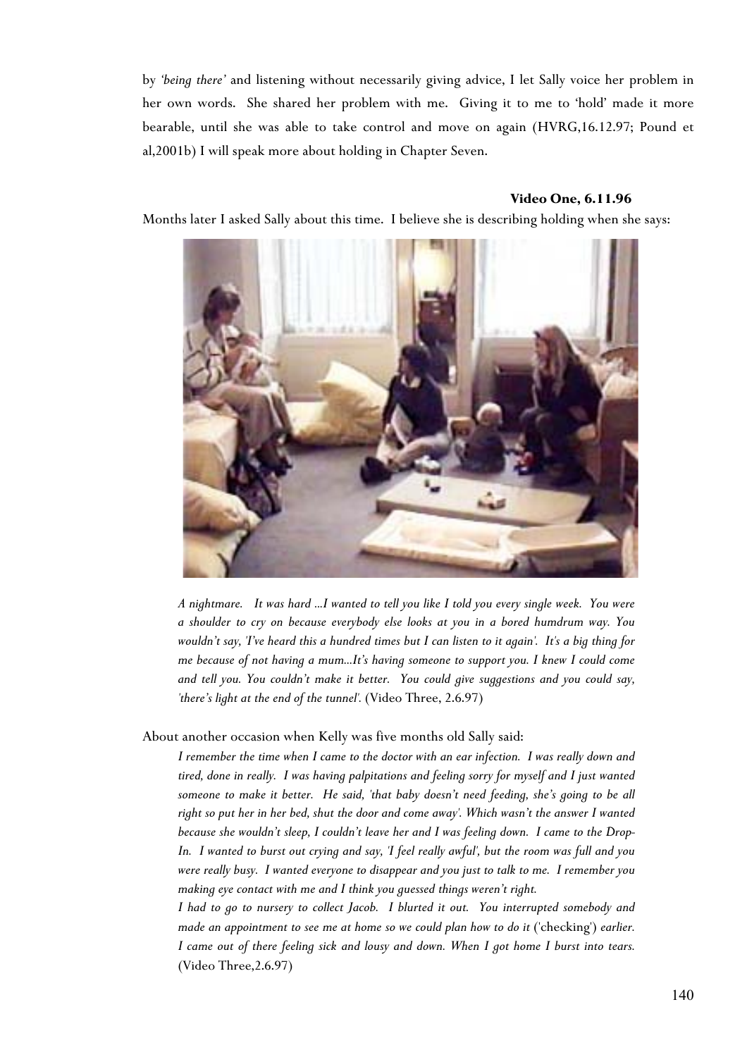by *'being there'* and listening without necessarily giving advice, I let Sally voice her problem in her own words. She shared her problem with me. Giving it to me to 'hold' made it more bearable, until she was able to take control and move on again (HVRG,16.12.97; Pound et al,2001b) I will speak more about holding in Chapter Seven.

**Video One, 6.11.96**

Months later I asked Sally about this time. I believe she is describing holding when she says:

> *A nightmare. It was hard ...I wanted to tell you like I told you every single week. You were a shoulder to cry on because everybody else looks at you in a bored humdrum way. You wouldn't say, 'I've heard this a hundred times but I can listen to it again'. It's a big thing for me because of not having a mum...It's having someone to support you. I knew I could come and tell you. You couldn't make it better. You could give suggestions and you could say, 'there's light at the end of the tunnel'.* (Video Three, 2.6.97)

About another occasion when Kelly was five months old Sally said:

> *I remember the time when I came to the doctor with an ear infection. I was really down and tired, done in really. I was having palpitations and feeling sorry for myself and I just wanted someone to make it better. He said, 'that baby doesn't need feeding, she's going to be all right so put her in her bed, shut the door and come away'. Which wasn't the answer I wanted because she wouldn't sleep, I couldn't leave her and I was feeling down. I came to the Drop-In. I wanted to burst out crying and say, 'I feel really awful', but the room was full and you were really busy. I wanted everyone to disappear and you just to talk to me. I remember you making eye contact with me and I think you guessed things weren't right.*
>
> *I had to go to nursery to collect Jacob. I blurted it out. You interrupted somebody and made an appointment to see me at home so we could plan how to do it* ('checking') *earlier. I came out of there feeling sick and lousy and down. When I got home I burst into tears.* (Video Three,2.6.97)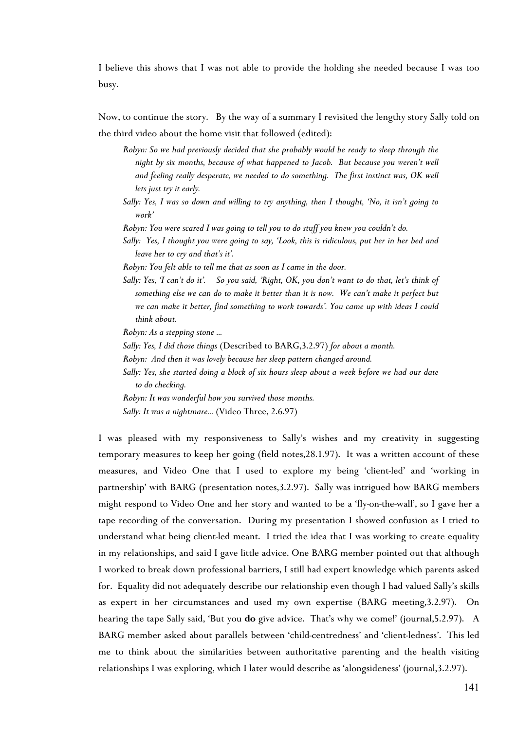I believe this shows that I was not able to provide the holding she needed because I was too busy.

Now, to continue the story. By the way of a summary I revisited the lengthy story Sally told on the third video about the home visit that followed (edited):

> *Robyn: So we had previously decided that she probably would be ready to sleep through the night by six months, because of what happened to Jacob. But because you weren't well and feeling really desperate, we needed to do something. The first instinct was, OK well lets just try it early.*
>
> *Sally: Yes, I was so down and willing to try anything, then I thought, 'No, it isn't going to work'*
>
> *Robyn: You were scared I was going to tell you to do stuff you knew you couldn't do.*
>
> *Sally: Yes, I thought you were going to say, 'Look, this is ridiculous, put her in her bed and leave her to cry and that's it'.*
>
> *Robyn: You felt able to tell me that as soon as I came in the door.*
>
> *Sally: Yes, 'I can't do it'. So you said, 'Right, OK, you don't want to do that, let's think of something else we can do to make it better than it is now. We can't make it perfect but we can make it better, find something to work towards'. You came up with ideas I could think about.*
>
> *Robyn: As a stepping stone ...*
>
> *Sally: Yes, I did those things* (Described to BARG,3.2.97) *for about a month.*
>
> *Robyn: And then it was lovely because her sleep pattern changed around.*
>
> *Sally: Yes, she started doing a block of six hours sleep about a week before we had our date to do checking.*
>
> *Robyn: It was wonderful how you survived those months.*
>
> *Sally: It was a nightmare...* (Video Three, 2.6.97)

I was pleased with my responsiveness to Sally's wishes and my creativity in suggesting temporary measures to keep her going (field notes,28.1.97). It was a written account of these measures, and Video One that I used to explore my being 'client-led' and 'working in partnership' with BARG (presentation notes,3.2.97). Sally was intrigued how BARG members might respond to Video One and her story and wanted to be a 'fly-on-the-wall', so I gave her a tape recording of the conversation. During my presentation I showed confusion as I tried to understand what being client-led meant. I tried the idea that I was working to create equality in my relationships, and said I gave little advice. One BARG member pointed out that although I worked to break down professional barriers, I still had expert knowledge which parents asked for. Equality did not adequately describe our relationship even though I had valued Sally's skills as expert in her circumstances and used my own expertise (BARG meeting,3.2.97). On hearing the tape Sally said, 'But you **do** give advice. That's why we come!' (journal,5.2.97). A BARG member asked about parallels between 'child-centredness' and 'client-ledness'. This led me to think about the similarities between authoritative parenting and the health visiting relationships I was exploring, which I later would describe as 'alongsideness' (journal,3.2.97).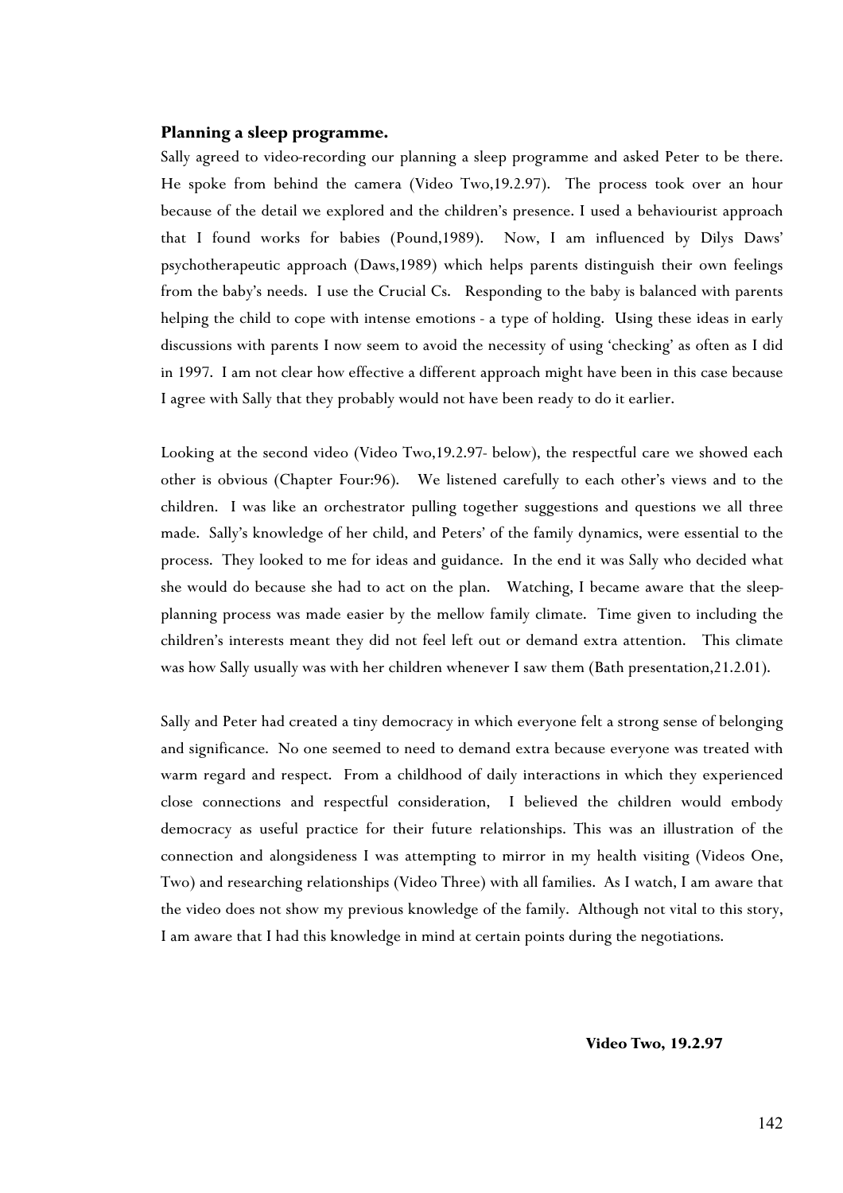**Planning a sleep programme.**

Sally agreed to video-recording our planning a sleep programme and asked Peter to be there. He spoke from behind the camera (Video Two,19.2.97). The process took over an hour because of the detail we explored and the children's presence. I used a behaviourist approach that I found works for babies (Pound,1989). Now, I am influenced by Dilys Daws' psychotherapeutic approach (Daws,1989) which helps parents distinguish their own feelings from the baby's needs. I use the Crucial Cs. Responding to the baby is balanced with parents helping the child to cope with intense emotions - a type of holding. Using these ideas in early discussions with parents I now seem to avoid the necessity of using 'checking' as often as I did in 1997. I am not clear how effective a different approach might have been in this case because I agree with Sally that they probably would not have been ready to do it earlier.

Looking at the second video (Video Two,19.2.97- below), the respectful care we showed each other is obvious (Chapter Four:96). We listened carefully to each other's views and to the children. I was like an orchestrator pulling together suggestions and questions we all three made. Sally's knowledge of her child, and Peters' of the family dynamics, were essential to the process. They looked to me for ideas and guidance. In the end it was Sally who decided what she would do because she had to act on the plan. Watching, I became aware that the sleep-planning process was made easier by the mellow family climate. Time given to including the children's interests meant they did not feel left out or demand extra attention. This climate was how Sally usually was with her children whenever I saw them (Bath presentation,21.2.01).

Sally and Peter had created a tiny democracy in which everyone felt a strong sense of belonging and significance. No one seemed to need to demand extra because everyone was treated with warm regard and respect. From a childhood of daily interactions in which they experienced close connections and respectful consideration, I believed the children would embody democracy as useful practice for their future relationships. This was an illustration of the connection and alongsideness I was attempting to mirror in my health visiting (Videos One, Two) and researching relationships (Video Three) with all families. As I watch, I am aware that the video does not show my previous knowledge of the family. Although not vital to this story, I am aware that I had this knowledge in mind at certain points during the negotiations.

**Video Two, 19.2.97**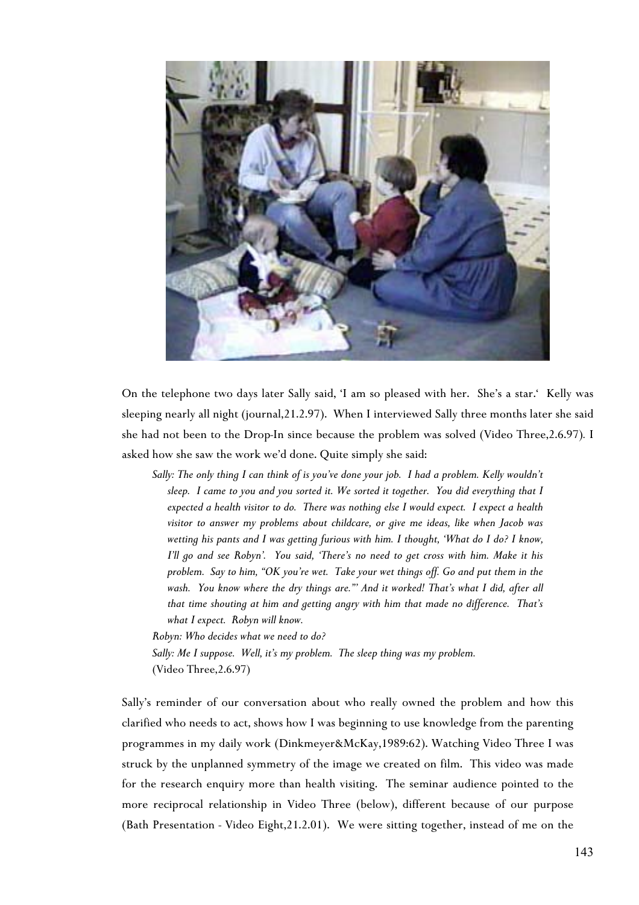On the telephone two days later Sally said, 'I am so pleased with her. She's a star.' Kelly was sleeping nearly all night (journal,21.2.97). When I interviewed Sally three months later she said she had not been to the Drop-In since because the problem was solved (Video Three,2.6.97). I asked how she saw the work we'd done. Quite simply she said:

> *Sally: The only thing I can think of is you've done your job. I had a problem. Kelly wouldn't sleep. I came to you and you sorted it. We sorted it together. You did everything that I expected a health visitor to do. There was nothing else I would expect. I expect a health visitor to answer my problems about childcare, or give me ideas, like when Jacob was wetting his pants and I was getting furious with him. I thought, 'What do I do? I know, I'll go and see Robyn'. You said, 'There's no need to get cross with him. Make it his problem. Say to him, "OK you're wet. Take your wet things off. Go and put them in the wash. You know where the dry things are."' And it worked! That's what I did, after all that time shouting at him and getting angry with him that made no difference. That's what I expect. Robyn will know.*
>
> *Robyn: Who decides what we need to do?*
>
> *Sally: Me I suppose. Well, it's my problem. The sleep thing was my problem.*
>
> (Video Three,2.6.97)

Sally's reminder of our conversation about who really owned the problem and how this clarified who needs to act, shows how I was beginning to use knowledge from the parenting programmes in my daily work (Dinkmeyer&McKay,1989:62). Watching Video Three I was struck by the unplanned symmetry of the image we created on film. This video was made for the research enquiry more than health visiting. The seminar audience pointed to the more reciprocal relationship in Video Three (below), different because of our purpose (Bath Presentation - Video Eight,21.2.01). We were sitting together, instead of me on the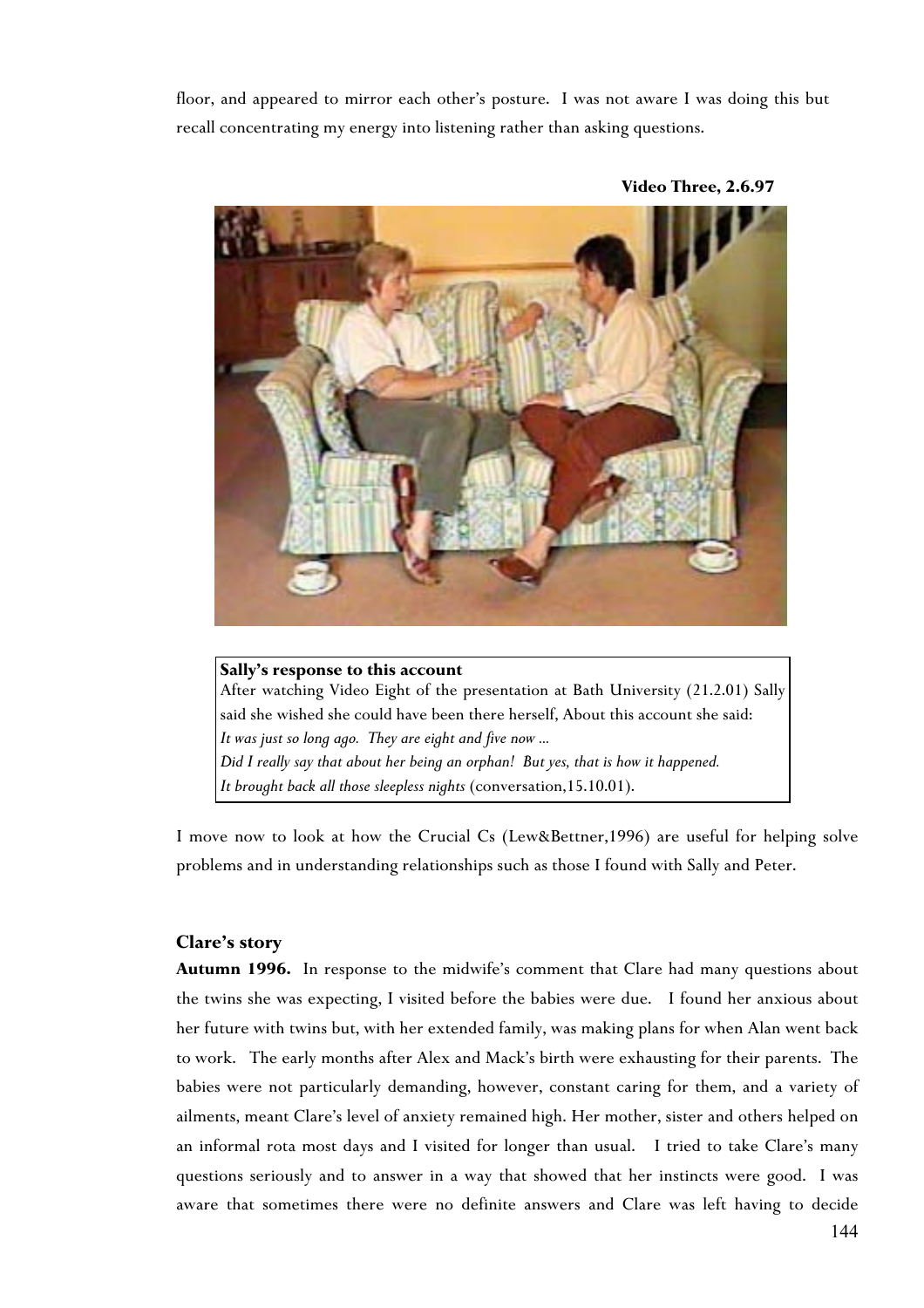floor, and appeared to mirror each other's posture. I was not aware I was doing this but recall concentrating my energy into listening rather than asking questions.

**Video Three, 2.6.97**

> **Sally's response to this account**
> After watching Video Eight of the presentation at Bath University (21.2.01) Sally said she wished she could have been there herself, About this account she said:
> *It was just so long ago. They are eight and five now ...*
> *Did I really say that about her being an orphan! But yes, that is how it happened.*
> *It brought back all those sleepless nights* (conversation,15.10.01).

I move now to look at how the Crucial Cs (Lew&Bettner,1996) are useful for helping solve problems and in understanding relationships such as those I found with Sally and Peter.

### Clare's story

**Autumn 1996.** In response to the midwife's comment that Clare had many questions about the twins she was expecting, I visited before the babies were due. I found her anxious about her future with twins but, with her extended family, was making plans for when Alan went back to work. The early months after Alex and Mack's birth were exhausting for their parents. The babies were not particularly demanding, however, constant caring for them, and a variety of ailments, meant Clare's level of anxiety remained high. Her mother, sister and others helped on an informal rota most days and I visited for longer than usual. I tried to take Clare's many questions seriously and to answer in a way that showed that her instincts were good. I was aware that sometimes there were no definite answers and Clare was left having to decide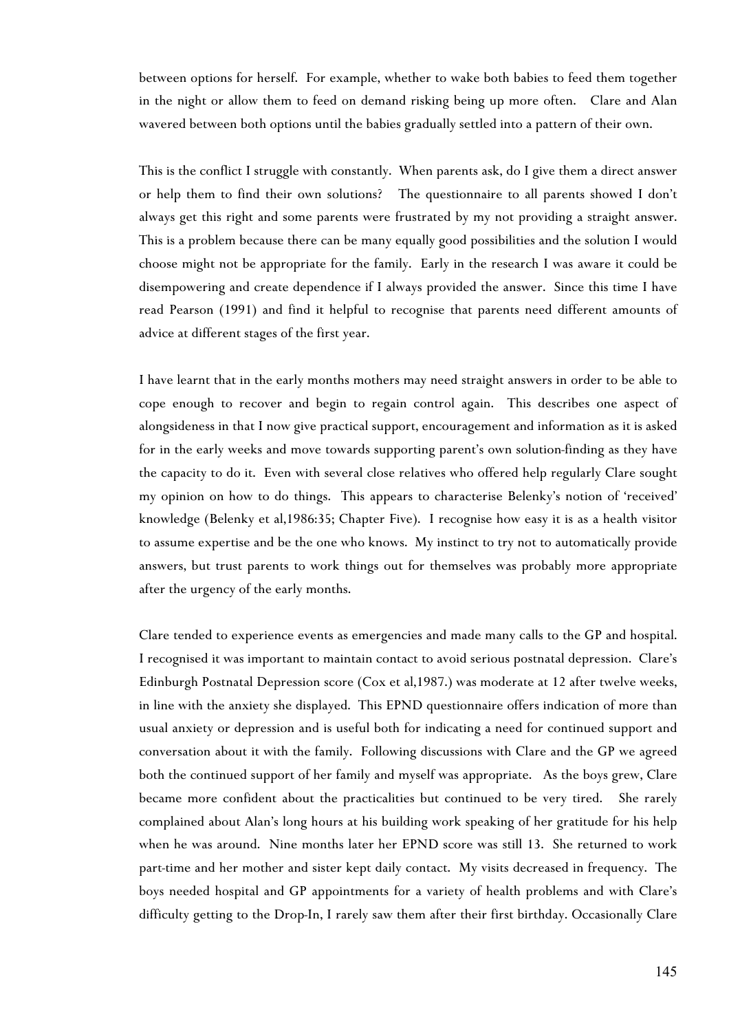between options for herself. For example, whether to wake both babies to feed them together in the night or allow them to feed on demand risking being up more often. Clare and Alan wavered between both options until the babies gradually settled into a pattern of their own.

This is the conflict I struggle with constantly. When parents ask, do I give them a direct answer or help them to find their own solutions? The questionnaire to all parents showed I don't always get this right and some parents were frustrated by my not providing a straight answer. This is a problem because there can be many equally good possibilities and the solution I would choose might not be appropriate for the family. Early in the research I was aware it could be disempowering and create dependence if I always provided the answer. Since this time I have read Pearson (1991) and find it helpful to recognise that parents need different amounts of advice at different stages of the first year.

I have learnt that in the early months mothers may need straight answers in order to be able to cope enough to recover and begin to regain control again. This describes one aspect of alongsideness in that I now give practical support, encouragement and information as it is asked for in the early weeks and move towards supporting parent's own solution-finding as they have the capacity to do it. Even with several close relatives who offered help regularly Clare sought my opinion on how to do things. This appears to characterise Belenky's notion of 'received' knowledge (Belenky et al,1986:35; Chapter Five). I recognise how easy it is as a health visitor to assume expertise and be the one who knows. My instinct to try not to automatically provide answers, but trust parents to work things out for themselves was probably more appropriate after the urgency of the early months.

Clare tended to experience events as emergencies and made many calls to the GP and hospital. I recognised it was important to maintain contact to avoid serious postnatal depression. Clare's Edinburgh Postnatal Depression score (Cox et al,1987.) was moderate at 12 after twelve weeks, in line with the anxiety she displayed. This EPND questionnaire offers indication of more than usual anxiety or depression and is useful both for indicating a need for continued support and conversation about it with the family. Following discussions with Clare and the GP we agreed both the continued support of her family and myself was appropriate. As the boys grew, Clare became more confident about the practicalities but continued to be very tired. She rarely complained about Alan's long hours at his building work speaking of her gratitude for his help when he was around. Nine months later her EPND score was still 13. She returned to work part-time and her mother and sister kept daily contact. My visits decreased in frequency. The boys needed hospital and GP appointments for a variety of health problems and with Clare's difficulty getting to the Drop-In, I rarely saw them after their first birthday. Occasionally Clare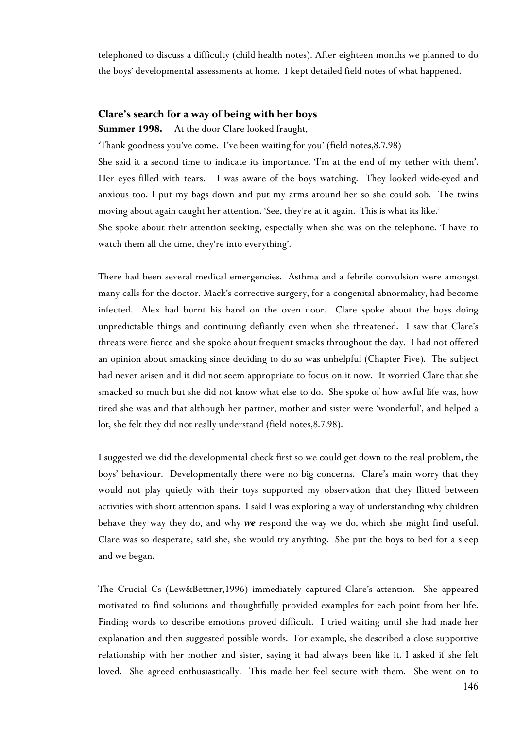telephoned to discuss a difficulty (child health notes). After eighteen months we planned to do the boys' developmental assessments at home. I kept detailed field notes of what happened.

### Clare's search for a way of being with her boys

**Summer 1998.** At the door Clare looked fraught,

'Thank goodness you've come. I've been waiting for you' (field notes,8.7.98)

She said it a second time to indicate its importance. 'I'm at the end of my tether with them'. Her eyes filled with tears. I was aware of the boys watching. They looked wide-eyed and anxious too. I put my bags down and put my arms around her so she could sob. The twins moving about again caught her attention. 'See, they're at it again. This is what its like.'

She spoke about their attention seeking, especially when she was on the telephone. 'I have to watch them all the time, they're into everything'.

There had been several medical emergencies. Asthma and a febrile convulsion were amongst many calls for the doctor. Mack's corrective surgery, for a congenital abnormality, had become infected. Alex had burnt his hand on the oven door. Clare spoke about the boys doing unpredictable things and continuing defiantly even when she threatened. I saw that Clare's threats were fierce and she spoke about frequent smacks throughout the day. I had not offered an opinion about smacking since deciding to do so was unhelpful (Chapter Five). The subject had never arisen and it did not seem appropriate to focus on it now. It worried Clare that she smacked so much but she did not know what else to do. She spoke of how awful life was, how tired she was and that although her partner, mother and sister were 'wonderful', and helped a lot, she felt they did not really understand (field notes,8.7.98).

I suggested we did the developmental check first so we could get down to the real problem, the boys' behaviour. Developmentally there were no big concerns. Clare's main worry that they would not play quietly with their toys supported my observation that they flitted between activities with short attention spans. I said I was exploring a way of understanding why children behave they way they do, and why ***we*** respond the way we do, which she might find useful. Clare was so desperate, said she, she would try anything. She put the boys to bed for a sleep and we began.

The Crucial Cs (Lew&Bettner,1996) immediately captured Clare's attention. She appeared motivated to find solutions and thoughtfully provided examples for each point from her life. Finding words to describe emotions proved difficult. I tried waiting until she had made her explanation and then suggested possible words. For example, she described a close supportive relationship with her mother and sister, saying it had always been like it. I asked if she felt loved. She agreed enthusiastically. This made her feel secure with them. She went on to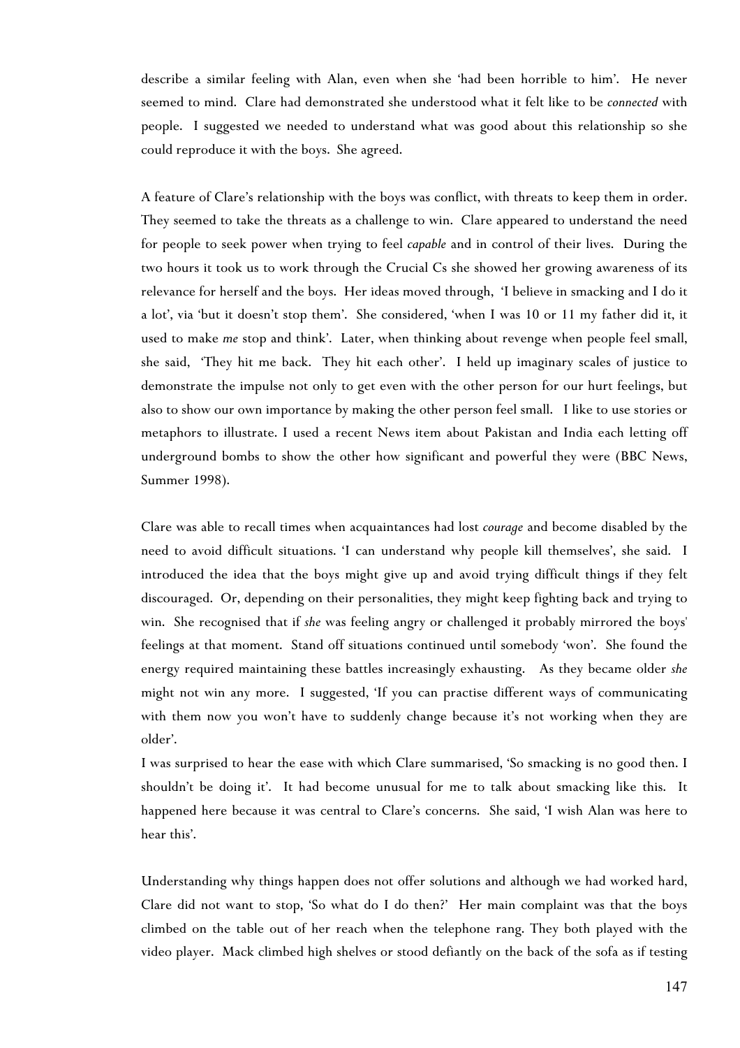describe a similar feeling with Alan, even when she 'had been horrible to him'. He never seemed to mind. Clare had demonstrated she understood what it felt like to be *connected* with people. I suggested we needed to understand what was good about this relationship so she could reproduce it with the boys. She agreed.

A feature of Clare's relationship with the boys was conflict, with threats to keep them in order. They seemed to take the threats as a challenge to win. Clare appeared to understand the need for people to seek power when trying to feel *capable* and in control of their lives. During the two hours it took us to work through the Crucial Cs she showed her growing awareness of its relevance for herself and the boys. Her ideas moved through, 'I believe in smacking and I do it a lot', via 'but it doesn't stop them'. She considered, 'when I was 10 or 11 my father did it, it used to make *me* stop and think'. Later, when thinking about revenge when people feel small, she said, 'They hit me back. They hit each other'. I held up imaginary scales of justice to demonstrate the impulse not only to get even with the other person for our hurt feelings, but also to show our own importance by making the other person feel small. I like to use stories or metaphors to illustrate. I used a recent News item about Pakistan and India each letting off underground bombs to show the other how significant and powerful they were (BBC News, Summer 1998).

Clare was able to recall times when acquaintances had lost *courage* and become disabled by the need to avoid difficult situations. 'I can understand why people kill themselves', she said. I introduced the idea that the boys might give up and avoid trying difficult things if they felt discouraged. Or, depending on their personalities, they might keep fighting back and trying to win. She recognised that if *she* was feeling angry or challenged it probably mirrored the boys' feelings at that moment. Stand off situations continued until somebody 'won'. She found the energy required maintaining these battles increasingly exhausting. As they became older *she* might not win any more. I suggested, 'If you can practise different ways of communicating with them now you won't have to suddenly change because it's not working when they are older'.

I was surprised to hear the ease with which Clare summarised, 'So smacking is no good then. I shouldn't be doing it'. It had become unusual for me to talk about smacking like this. It happened here because it was central to Clare's concerns. She said, 'I wish Alan was here to hear this'.

Understanding why things happen does not offer solutions and although we had worked hard, Clare did not want to stop, 'So what do I do then?' Her main complaint was that the boys climbed on the table out of her reach when the telephone rang. They both played with the video player. Mack climbed high shelves or stood defiantly on the back of the sofa as if testing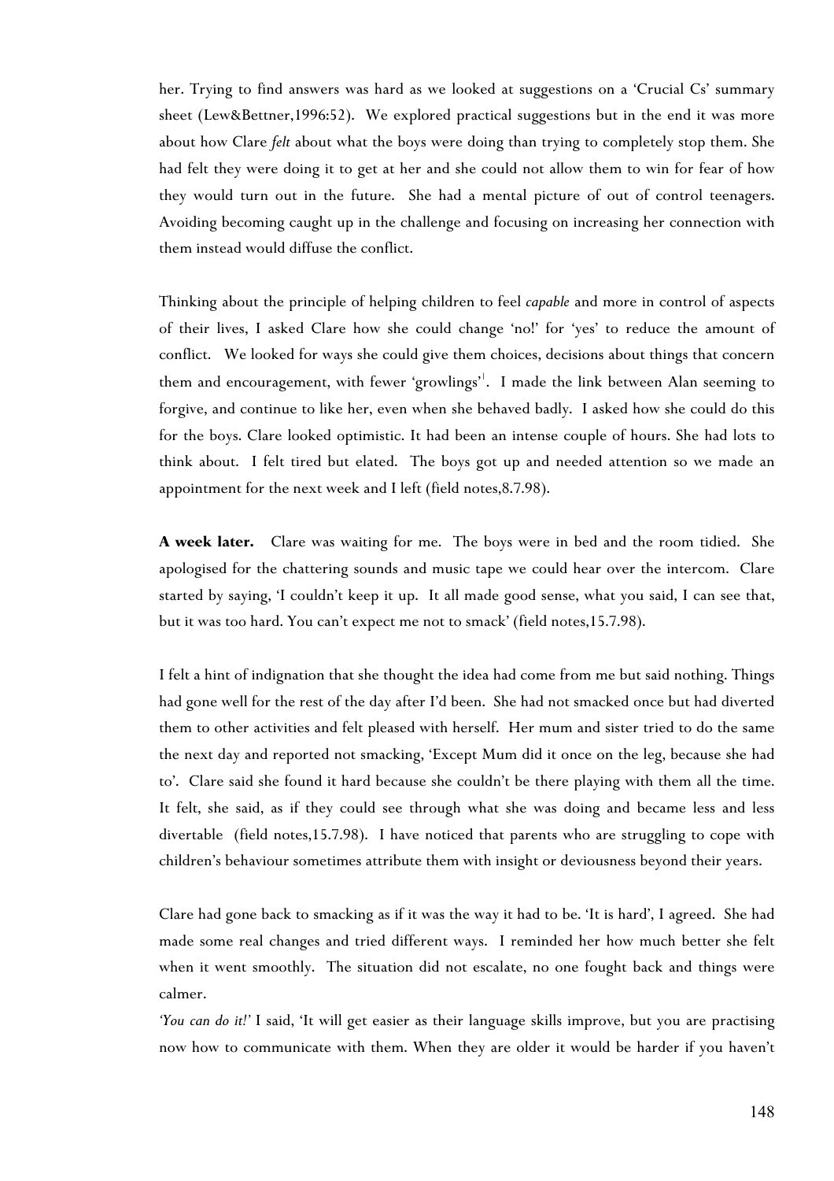her. Trying to find answers was hard as we looked at suggestions on a 'Crucial Cs' summary sheet (Lew&Bettner,1996:52). We explored practical suggestions but in the end it was more about how Clare *felt* about what the boys were doing than trying to completely stop them. She had felt they were doing it to get at her and she could not allow them to win for fear of how they would turn out in the future. She had a mental picture of out of control teenagers. Avoiding becoming caught up in the challenge and focusing on increasing her connection with them instead would diffuse the conflict.

Thinking about the principle of helping children to feel *capable* and more in control of aspects of their lives, I asked Clare how she could change 'no!' for 'yes' to reduce the amount of conflict. We looked for ways she could give them choices, decisions about things that concern them and encouragement, with fewer 'growlings'[1]. I made the link between Alan seeming to forgive, and continue to like her, even when she behaved badly. I asked how she could do this for the boys. Clare looked optimistic. It had been an intense couple of hours. She had lots to think about. I felt tired but elated. The boys got up and needed attention so we made an appointment for the next week and I left (field notes,8.7.98).

**A week later.** Clare was waiting for me. The boys were in bed and the room tidied. She apologised for the chattering sounds and music tape we could hear over the intercom. Clare started by saying, 'I couldn't keep it up. It all made good sense, what you said, I can see that, but it was too hard. You can't expect me not to smack' (field notes,15.7.98).

I felt a hint of indignation that she thought the idea had come from me but said nothing. Things had gone well for the rest of the day after I'd been. She had not smacked once but had diverted them to other activities and felt pleased with herself. Her mum and sister tried to do the same the next day and reported not smacking, 'Except Mum did it once on the leg, because she had to'. Clare said she found it hard because she couldn't be there playing with them all the time. It felt, she said, as if they could see through what she was doing and became less and less divertable (field notes,15.7.98). I have noticed that parents who are struggling to cope with children's behaviour sometimes attribute them with insight or deviousness beyond their years.

Clare had gone back to smacking as if it was the way it had to be. 'It is hard', I agreed. She had made some real changes and tried different ways. I reminded her how much better she felt when it went smoothly. The situation did not escalate, no one fought back and things were calmer.

*'You can do it!'* I said, 'It will get easier as their language skills improve, but you are practising now how to communicate with them. When they are older it would be harder if you haven't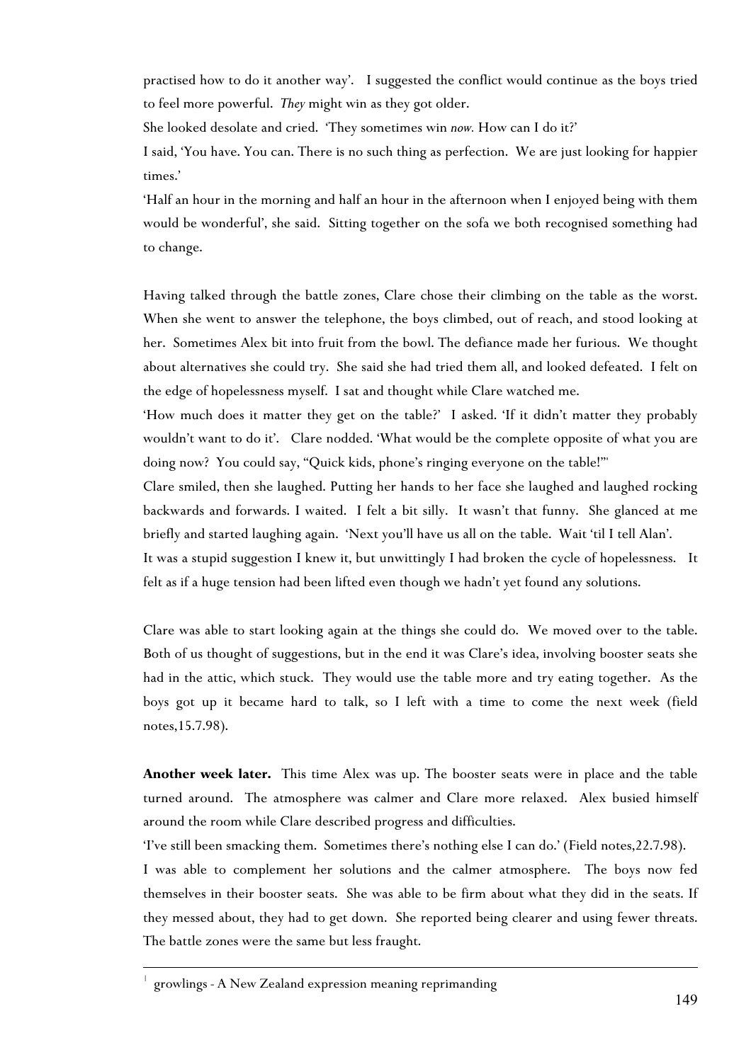practised how to do it another way'. I suggested the conflict would continue as the boys tried to feel more powerful. *They* might win as they got older.

She looked desolate and cried. 'They sometimes win *now.* How can I do it?'

I said, 'You have. You can. There is no such thing as perfection. We are just looking for happier times.'

'Half an hour in the morning and half an hour in the afternoon when I enjoyed being with them would be wonderful', she said. Sitting together on the sofa we both recognised something had to change.

Having talked through the battle zones, Clare chose their climbing on the table as the worst. When she went to answer the telephone, the boys climbed, out of reach, and stood looking at her. Sometimes Alex bit into fruit from the bowl. The defiance made her furious. We thought about alternatives she could try. She said she had tried them all, and looked defeated. I felt on the edge of hopelessness myself. I sat and thought while Clare watched me.

'How much does it matter they get on the table?' I asked. 'If it didn't matter they probably wouldn't want to do it'. Clare nodded. 'What would be the complete opposite of what you are doing now? You could say, "Quick kids, phone's ringing everyone on the table!"'

Clare smiled, then she laughed. Putting her hands to her face she laughed and laughed rocking backwards and forwards. I waited. I felt a bit silly. It wasn't that funny. She glanced at me briefly and started laughing again. 'Next you'll have us all on the table. Wait 'til I tell Alan'.

It was a stupid suggestion I knew it, but unwittingly I had broken the cycle of hopelessness. It felt as if a huge tension had been lifted even though we hadn't yet found any solutions.

Clare was able to start looking again at the things she could do. We moved over to the table. Both of us thought of suggestions, but in the end it was Clare's idea, involving booster seats she had in the attic, which stuck. They would use the table more and try eating together. As the boys got up it became hard to talk, so I left with a time to come the next week (field notes,15.7.98).

**Another week later.** This time Alex was up. The booster seats were in place and the table turned around. The atmosphere was calmer and Clare more relaxed. Alex busied himself around the room while Clare described progress and difficulties.

'I've still been smacking them. Sometimes there's nothing else I can do.' (Field notes,22.7.98).

I was able to complement her solutions and the calmer atmosphere. The boys now fed themselves in their booster seats. She was able to be firm about what they did in the seats. If they messed about, they had to get down. She reported being clearer and using fewer threats. The battle zones were the same but less fraught.

---

[1] growlings - A New Zealand expression meaning reprimanding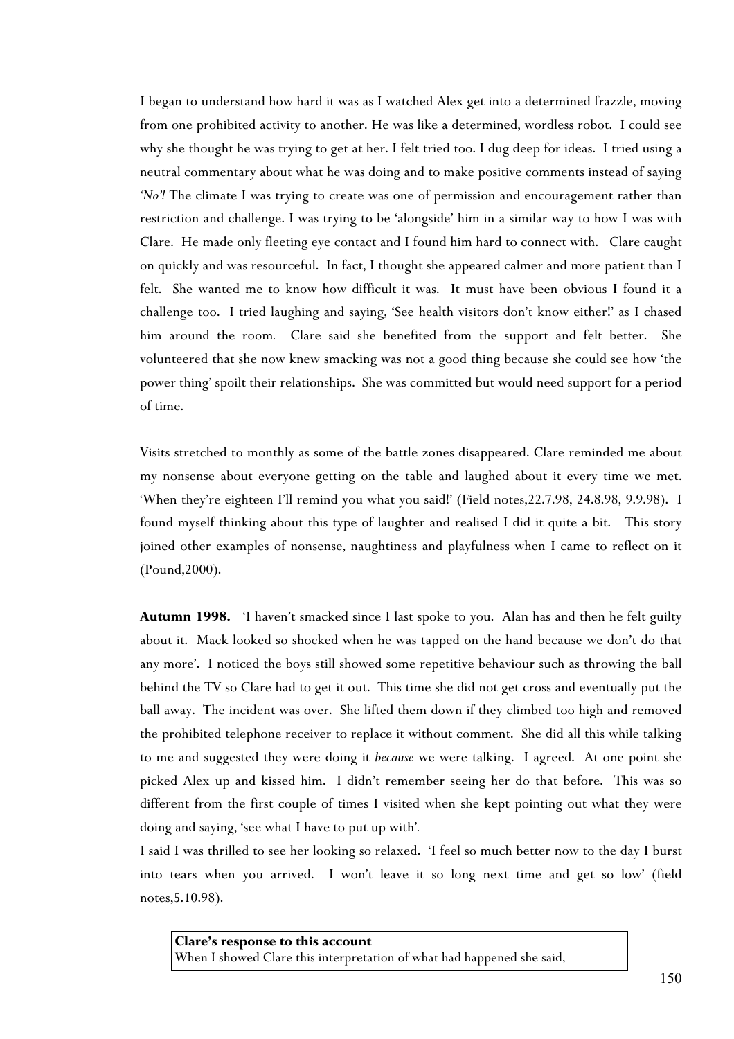I began to understand how hard it was as I watched Alex get into a determined frazzle, moving from one prohibited activity to another. He was like a determined, wordless robot. I could see why she thought he was trying to get at her. I felt tried too. I dug deep for ideas. I tried using a neutral commentary about what he was doing and to make positive comments instead of saying *'No'!* The climate I was trying to create was one of permission and encouragement rather than restriction and challenge. I was trying to be 'alongside' him in a similar way to how I was with Clare. He made only fleeting eye contact and I found him hard to connect with. Clare caught on quickly and was resourceful. In fact, I thought she appeared calmer and more patient than I felt. She wanted me to know how difficult it was. It must have been obvious I found it a challenge too. I tried laughing and saying, 'See health visitors don't know either!' as I chased him around the room. Clare said she benefited from the support and felt better. She volunteered that she now knew smacking was not a good thing because she could see how 'the power thing' spoilt their relationships. She was committed but would need support for a period of time.

Visits stretched to monthly as some of the battle zones disappeared. Clare reminded me about my nonsense about everyone getting on the table and laughed about it every time we met. 'When they're eighteen I'll remind you what you said!' (Field notes,22.7.98, 24.8.98, 9.9.98). I found myself thinking about this type of laughter and realised I did it quite a bit. This story joined other examples of nonsense, naughtiness and playfulness when I came to reflect on it (Pound,2000).

**Autumn 1998.** 'I haven't smacked since I last spoke to you. Alan has and then he felt guilty about it. Mack looked so shocked when he was tapped on the hand because we don't do that any more'. I noticed the boys still showed some repetitive behaviour such as throwing the ball behind the TV so Clare had to get it out. This time she did not get cross and eventually put the ball away. The incident was over. She lifted them down if they climbed too high and removed the prohibited telephone receiver to replace it without comment. She did all this while talking to me and suggested they were doing it *because* we were talking. I agreed. At one point she picked Alex up and kissed him. I didn't remember seeing her do that before. This was so different from the first couple of times I visited when she kept pointing out what they were doing and saying, 'see what I have to put up with'.

I said I was thrilled to see her looking so relaxed. 'I feel so much better now to the day I burst into tears when you arrived. I won't leave it so long next time and get so low' (field notes,5.10.98).

**Clare's response to this account**
When I showed Clare this interpretation of what had happened she said,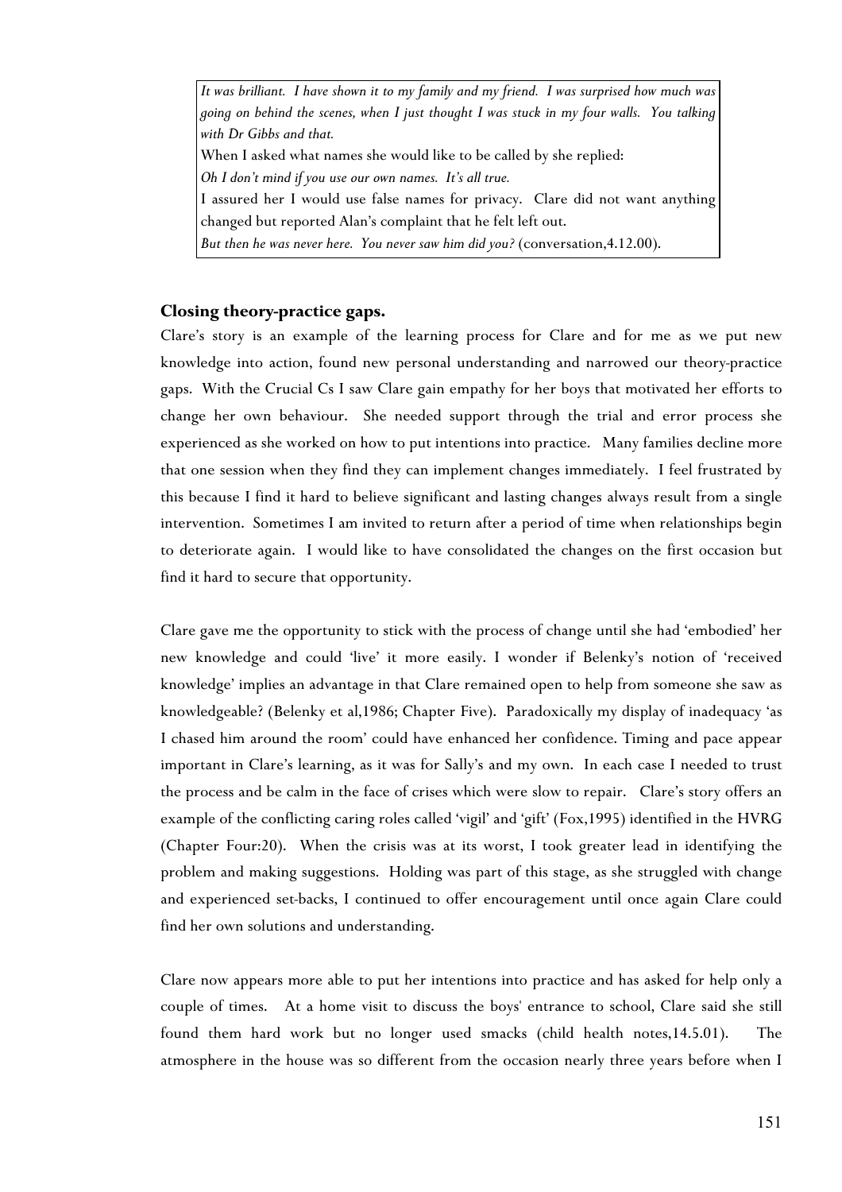*It was brilliant. I have shown it to my family and my friend. I was surprised how much was going on behind the scenes, when I just thought I was stuck in my four walls. You talking with Dr Gibbs and that.*

When I asked what names she would like to be called by she replied:

*Oh I don't mind if you use our own names. It's all true.*

I assured her I would use false names for privacy. Clare did not want anything changed but reported Alan's complaint that he felt left out.

*But then he was never here. You never saw him did you?* (conversation,4.12.00).

**Closing theory-practice gaps.**

Clare's story is an example of the learning process for Clare and for me as we put new knowledge into action, found new personal understanding and narrowed our theory-practice gaps. With the Crucial Cs I saw Clare gain empathy for her boys that motivated her efforts to change her own behaviour. She needed support through the trial and error process she experienced as she worked on how to put intentions into practice. Many families decline more that one session when they find they can implement changes immediately. I feel frustrated by this because I find it hard to believe significant and lasting changes always result from a single intervention. Sometimes I am invited to return after a period of time when relationships begin to deteriorate again. I would like to have consolidated the changes on the first occasion but find it hard to secure that opportunity.

Clare gave me the opportunity to stick with the process of change until she had 'embodied' her new knowledge and could 'live' it more easily. I wonder if Belenky's notion of 'received knowledge' implies an advantage in that Clare remained open to help from someone she saw as knowledgeable? (Belenky et al,1986; Chapter Five). Paradoxically my display of inadequacy 'as I chased him around the room' could have enhanced her confidence. Timing and pace appear important in Clare's learning, as it was for Sally's and my own. In each case I needed to trust the process and be calm in the face of crises which were slow to repair. Clare's story offers an example of the conflicting caring roles called 'vigil' and 'gift' (Fox,1995) identified in the HVRG (Chapter Four:20). When the crisis was at its worst, I took greater lead in identifying the problem and making suggestions. Holding was part of this stage, as she struggled with change and experienced set-backs, I continued to offer encouragement until once again Clare could find her own solutions and understanding.

Clare now appears more able to put her intentions into practice and has asked for help only a couple of times. At a home visit to discuss the boys' entrance to school, Clare said she still found them hard work but no longer used smacks (child health notes,14.5.01). The atmosphere in the house was so different from the occasion nearly three years before when I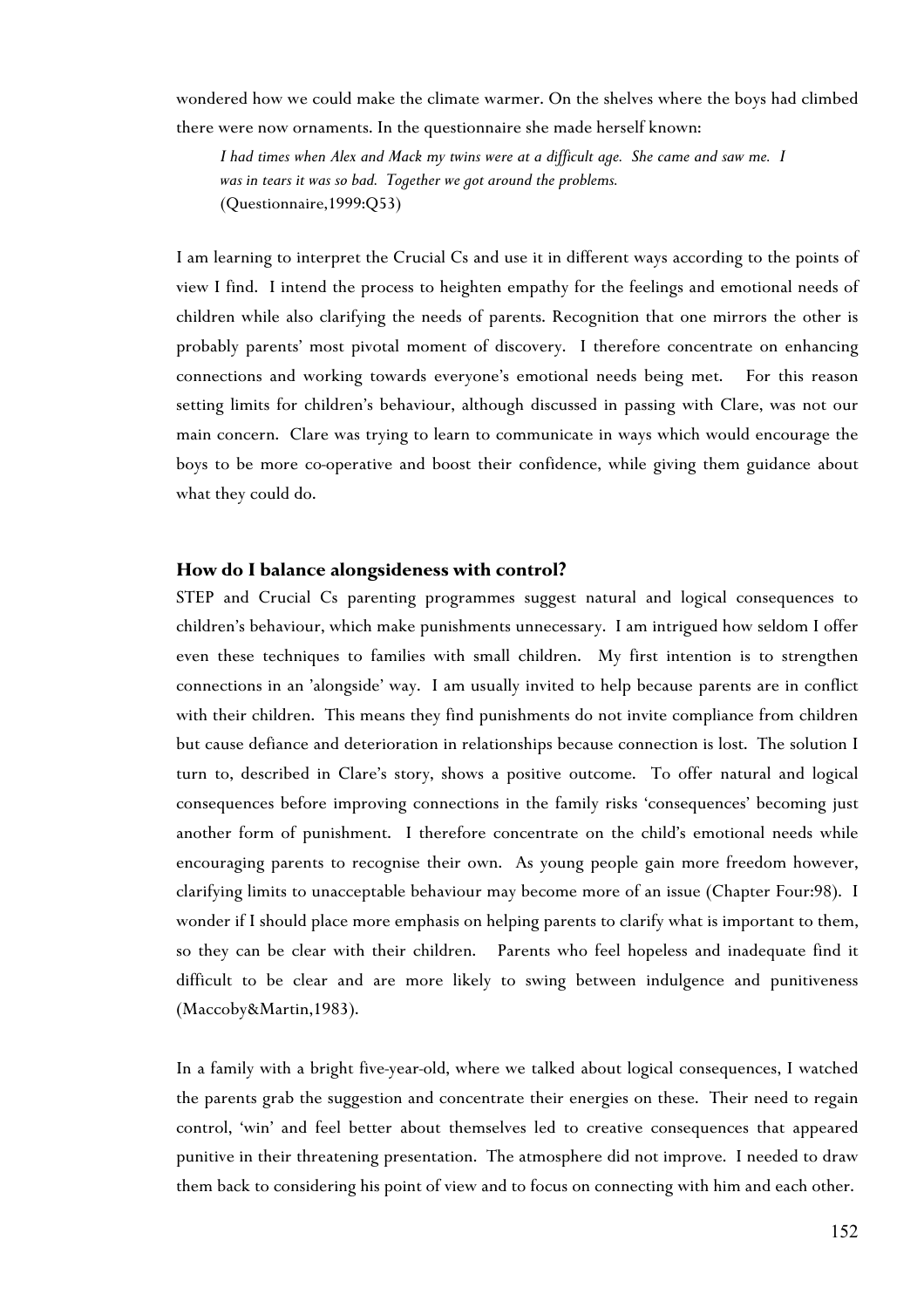wondered how we could make the climate warmer. On the shelves where the boys had climbed there were now ornaments. In the questionnaire she made herself known:

> *I had times when Alex and Mack my twins were at a difficult age. She came and saw me. I was in tears it was so bad. Together we got around the problems.*
> (Questionnaire,1999:Q53)

I am learning to interpret the Crucial Cs and use it in different ways according to the points of view I find. I intend the process to heighten empathy for the feelings and emotional needs of children while also clarifying the needs of parents. Recognition that one mirrors the other is probably parents' most pivotal moment of discovery. I therefore concentrate on enhancing connections and working towards everyone's emotional needs being met. For this reason setting limits for children's behaviour, although discussed in passing with Clare, was not our main concern. Clare was trying to learn to communicate in ways which would encourage the boys to be more co-operative and boost their confidence, while giving them guidance about what they could do.

### How do I balance alongsideness with control?

STEP and Crucial Cs parenting programmes suggest natural and logical consequences to children's behaviour, which make punishments unnecessary. I am intrigued how seldom I offer even these techniques to families with small children. My first intention is to strengthen connections in an 'alongside' way. I am usually invited to help because parents are in conflict with their children. This means they find punishments do not invite compliance from children but cause defiance and deterioration in relationships because connection is lost. The solution I turn to, described in Clare's story, shows a positive outcome. To offer natural and logical consequences before improving connections in the family risks 'consequences' becoming just another form of punishment. I therefore concentrate on the child's emotional needs while encouraging parents to recognise their own. As young people gain more freedom however, clarifying limits to unacceptable behaviour may become more of an issue (Chapter Four:98). I wonder if I should place more emphasis on helping parents to clarify what is important to them, so they can be clear with their children. Parents who feel hopeless and inadequate find it difficult to be clear and are more likely to swing between indulgence and punitiveness (Maccoby&Martin,1983).

In a family with a bright five-year-old, where we talked about logical consequences, I watched the parents grab the suggestion and concentrate their energies on these. Their need to regain control, 'win' and feel better about themselves led to creative consequences that appeared punitive in their threatening presentation. The atmosphere did not improve. I needed to draw them back to considering his point of view and to focus on connecting with him and each other.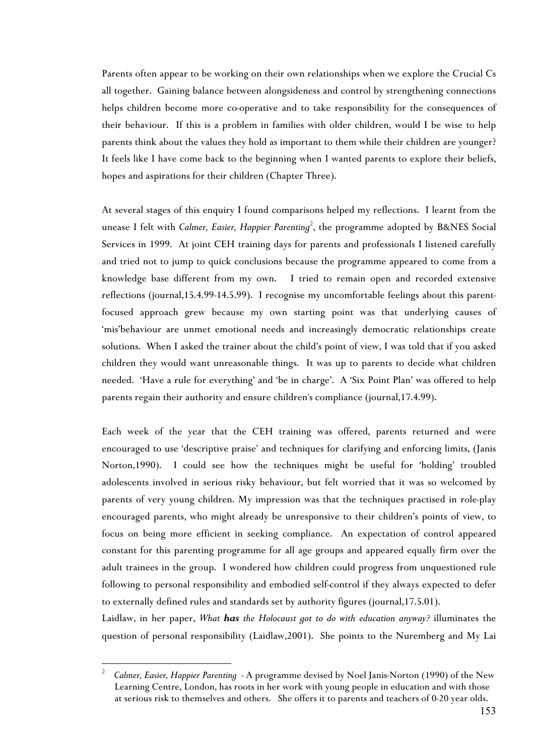Parents often appear to be working on their own relationships when we explore the Crucial Cs all together. Gaining balance between alongsideness and control by strengthening connections helps children become more co-operative and to take responsibility for the consequences of their behaviour. If this is a problem in families with older children, would I be wise to help parents think about the values they hold as important to them while their children are younger? It feels like I have come back to the beginning when I wanted parents to explore their beliefs, hopes and aspirations for their children (Chapter Three).

At several stages of this enquiry I found comparisons helped my reflections. I learnt from the unease I felt with *Calmer, Easier, Happier Parenting*[2], the programme adopted by B&NES Social Services in 1999. At joint CEH training days for parents and professionals I listened carefully and tried not to jump to quick conclusions because the programme appeared to come from a knowledge base different from my own. I tried to remain open and recorded extensive reflections (journal,15.4.99-14.5.99). I recognise my uncomfortable feelings about this parent-focused approach grew because my own starting point was that underlying causes of 'mis'behaviour are unmet emotional needs and increasingly democratic relationships create solutions. When I asked the trainer about the child's point of view, I was told that if you asked children they would want unreasonable things. It was up to parents to decide what children needed. 'Have a rule for everything' and 'be in charge'. A 'Six Point Plan' was offered to help parents regain their authority and ensure children's compliance (journal,17.4.99).

Each week of the year that the CEH training was offered, parents returned and were encouraged to use 'descriptive praise' and techniques for clarifying and enforcing limits, (Janis Norton,1990). I could see how the techniques might be useful for 'holding' troubled adolescents involved in serious risky behaviour, but felt worried that it was so welcomed by parents of very young children. My impression was that the techniques practised in role-play encouraged parents, who might already be unresponsive to their children's points of view, to focus on being more efficient in seeking compliance. An expectation of control appeared constant for this parenting programme for all age groups and appeared equally firm over the adult trainees in the group. I wondered how children could progress from unquestioned rule following to personal responsibility and embodied self-control if they always expected to defer to externally defined rules and standards set by authority figures (journal,17.5.01).

Laidlaw, in her paper, *What **has** the Holocaust got to do with education anyway?* illuminates the question of personal responsibility (Laidlaw,2001). She points to the Nuremberg and My Lai

---

[2] *Calmer, Easier, Happier Parenting* - A programme devised by Noel Janis-Norton (1990) of the New Learning Centre, London, has roots in her work with young people in education and with those at serious risk to themselves and others. She offers it to parents and teachers of 0-20 year olds.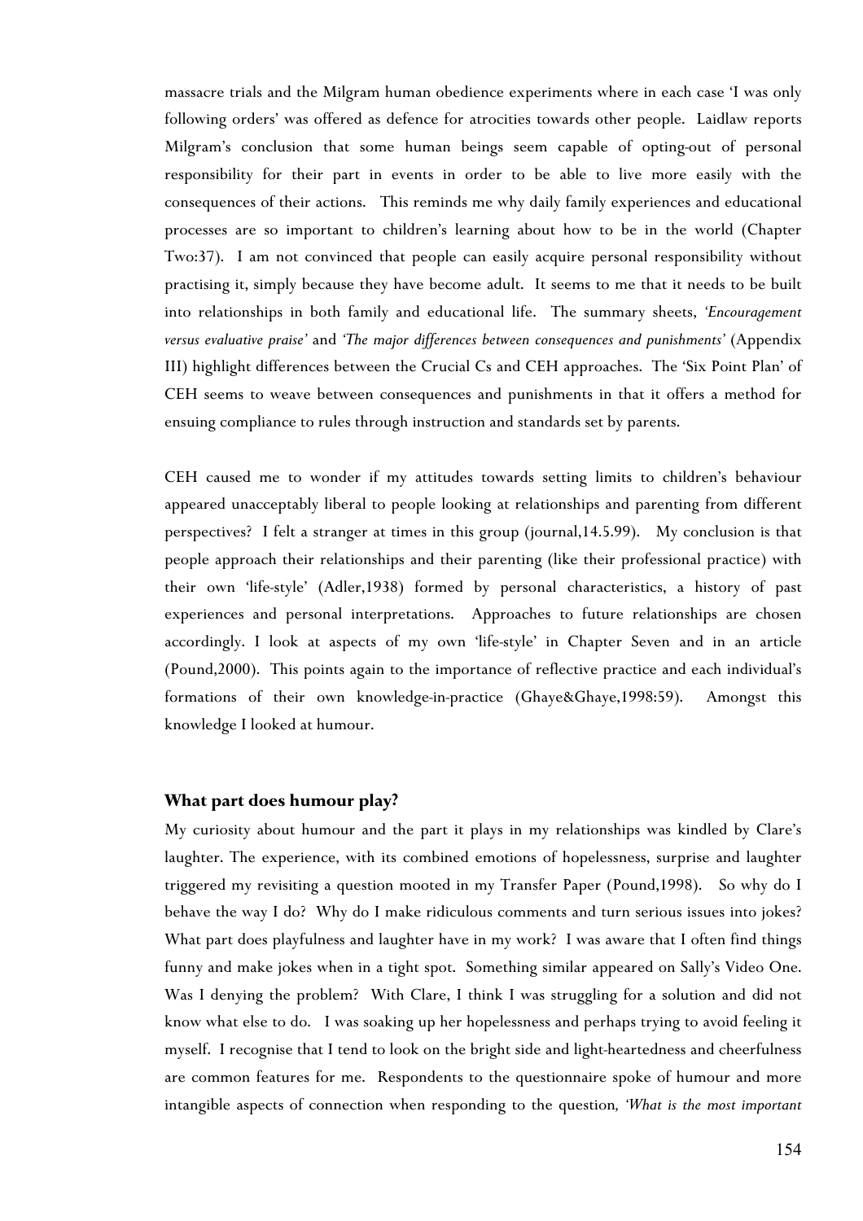massacre trials and the Milgram human obedience experiments where in each case 'I was only following orders' was offered as defence for atrocities towards other people. Laidlaw reports Milgram's conclusion that some human beings seem capable of opting-out of personal responsibility for their part in events in order to be able to live more easily with the consequences of their actions. This reminds me why daily family experiences and educational processes are so important to children's learning about how to be in the world (Chapter Two:37). I am not convinced that people can easily acquire personal responsibility without practising it, simply because they have become adult. It seems to me that it needs to be built into relationships in both family and educational life. The summary sheets, *'Encouragement versus evaluative praise'* and *'The major differences between consequences and punishments'* (Appendix III) highlight differences between the Crucial Cs and CEH approaches. The 'Six Point Plan' of CEH seems to weave between consequences and punishments in that it offers a method for ensuing compliance to rules through instruction and standards set by parents.

CEH caused me to wonder if my attitudes towards setting limits to children's behaviour appeared unacceptably liberal to people looking at relationships and parenting from different perspectives? I felt a stranger at times in this group (journal,14.5.99). My conclusion is that people approach their relationships and their parenting (like their professional practice) with their own 'life-style' (Adler,1938) formed by personal characteristics, a history of past experiences and personal interpretations. Approaches to future relationships are chosen accordingly. I look at aspects of my own 'life-style' in Chapter Seven and in an article (Pound,2000). This points again to the importance of reflective practice and each individual's formations of their own knowledge-in-practice (Ghaye&Ghaye,1998:59). Amongst this knowledge I looked at humour.

### What part does humour play?

My curiosity about humour and the part it plays in my relationships was kindled by Clare's laughter. The experience, with its combined emotions of hopelessness, surprise and laughter triggered my revisiting a question mooted in my Transfer Paper (Pound,1998). So why do I behave the way I do? Why do I make ridiculous comments and turn serious issues into jokes? What part does playfulness and laughter have in my work? I was aware that I often find things funny and make jokes when in a tight spot. Something similar appeared on Sally's Video One. Was I denying the problem? With Clare, I think I was struggling for a solution and did not know what else to do. I was soaking up her hopelessness and perhaps trying to avoid feeling it myself. I recognise that I tend to look on the bright side and light-heartedness and cheerfulness are common features for me. Respondents to the questionnaire spoke of humour and more intangible aspects of connection when responding to the question*, 'What is the most important*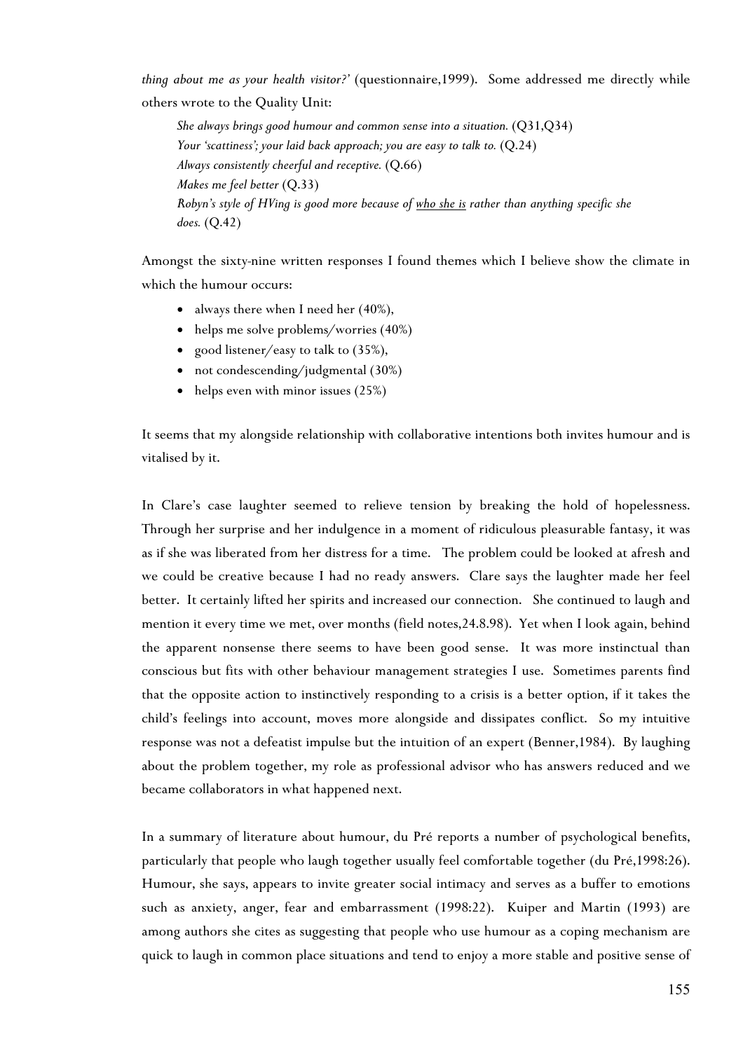*thing about me as your health visitor?'* (questionnaire,1999). Some addressed me directly while others wrote to the Quality Unit:

> *She always brings good humour and common sense into a situation.* (Q31,Q34)
> *Your 'scattiness'; your laid back approach; you are easy to talk to.* (Q.24)
> *Always consistently cheerful and receptive.* (Q.66)
> *Makes me feel better* (Q.33)
> *Robyn's style of HVing is good more because of <u>who she is</u> rather than anything specific she does.* (Q.42)

Amongst the sixty-nine written responses I found themes which I believe show the climate in which the humour occurs:

- always there when I need her (40%),
- helps me solve problems/worries (40%)
- good listener/easy to talk to (35%),
- not condescending/judgmental (30%)
- helps even with minor issues (25%)

It seems that my alongside relationship with collaborative intentions both invites humour and is vitalised by it.

In Clare's case laughter seemed to relieve tension by breaking the hold of hopelessness. Through her surprise and her indulgence in a moment of ridiculous pleasurable fantasy, it was as if she was liberated from her distress for a time. The problem could be looked at afresh and we could be creative because I had no ready answers. Clare says the laughter made her feel better. It certainly lifted her spirits and increased our connection. She continued to laugh and mention it every time we met, over months (field notes,24.8.98). Yet when I look again, behind the apparent nonsense there seems to have been good sense. It was more instinctual than conscious but fits with other behaviour management strategies I use. Sometimes parents find that the opposite action to instinctively responding to a crisis is a better option, if it takes the child's feelings into account, moves more alongside and dissipates conflict. So my intuitive response was not a defeatist impulse but the intuition of an expert (Benner,1984). By laughing about the problem together, my role as professional advisor who has answers reduced and we became collaborators in what happened next.

In a summary of literature about humour, du Pré reports a number of psychological benefits, particularly that people who laugh together usually feel comfortable together (du Pré,1998:26). Humour, she says, appears to invite greater social intimacy and serves as a buffer to emotions such as anxiety, anger, fear and embarrassment (1998:22). Kuiper and Martin (1993) are among authors she cites as suggesting that people who use humour as a coping mechanism are quick to laugh in common place situations and tend to enjoy a more stable and positive sense of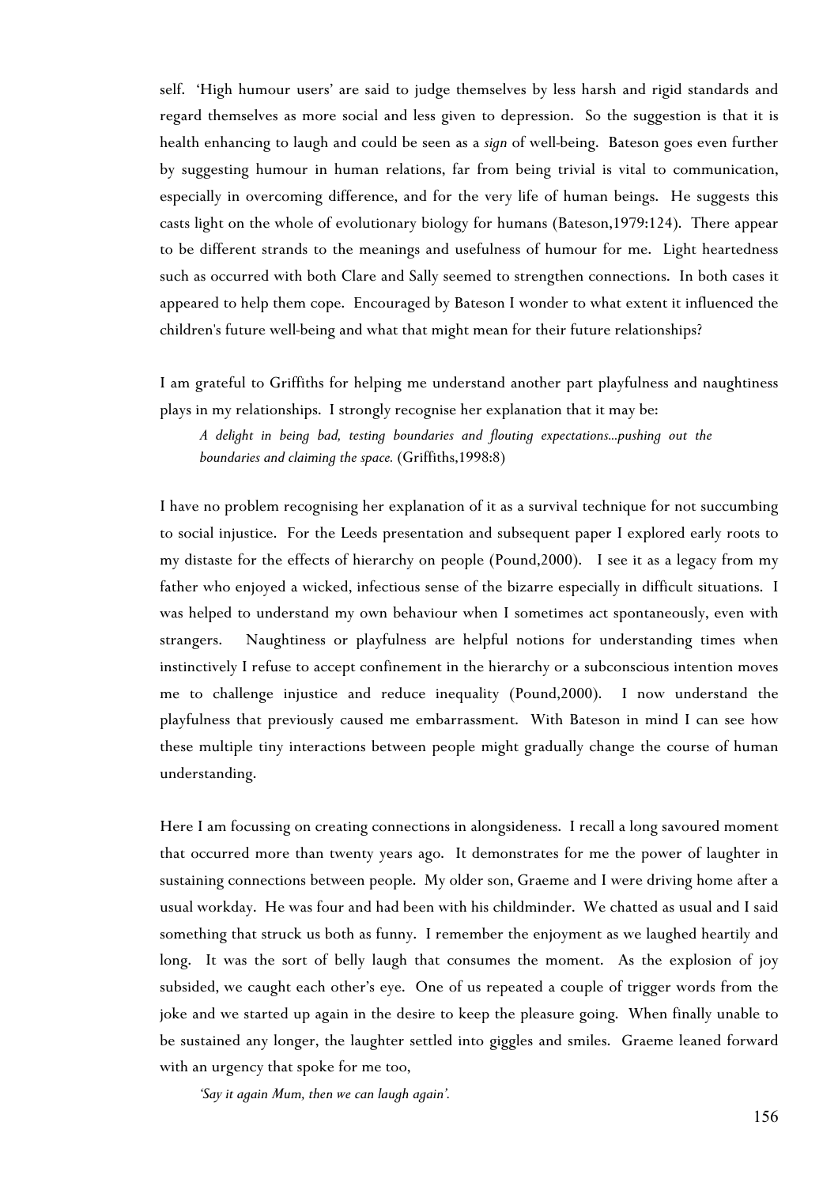self. 'High humour users' are said to judge themselves by less harsh and rigid standards and regard themselves as more social and less given to depression. So the suggestion is that it is health enhancing to laugh and could be seen as a *sign* of well-being. Bateson goes even further by suggesting humour in human relations, far from being trivial is vital to communication, especially in overcoming difference, and for the very life of human beings. He suggests this casts light on the whole of evolutionary biology for humans (Bateson,1979:124). There appear to be different strands to the meanings and usefulness of humour for me. Light heartedness such as occurred with both Clare and Sally seemed to strengthen connections. In both cases it appeared to help them cope. Encouraged by Bateson I wonder to what extent it influenced the children's future well-being and what that might mean for their future relationships?

I am grateful to Griffiths for helping me understand another part playfulness and naughtiness plays in my relationships. I strongly recognise her explanation that it may be:

> *A delight in being bad, testing boundaries and flouting expectations...pushing out the boundaries and claiming the space.* (Griffiths,1998:8)

I have no problem recognising her explanation of it as a survival technique for not succumbing to social injustice. For the Leeds presentation and subsequent paper I explored early roots to my distaste for the effects of hierarchy on people (Pound,2000). I see it as a legacy from my father who enjoyed a wicked, infectious sense of the bizarre especially in difficult situations. I was helped to understand my own behaviour when I sometimes act spontaneously, even with strangers. Naughtiness or playfulness are helpful notions for understanding times when instinctively I refuse to accept confinement in the hierarchy or a subconscious intention moves me to challenge injustice and reduce inequality (Pound,2000). I now understand the playfulness that previously caused me embarrassment. With Bateson in mind I can see how these multiple tiny interactions between people might gradually change the course of human understanding.

Here I am focussing on creating connections in alongsideness. I recall a long savoured moment that occurred more than twenty years ago. It demonstrates for me the power of laughter in sustaining connections between people. My older son, Graeme and I were driving home after a usual workday. He was four and had been with his childminder. We chatted as usual and I said something that struck us both as funny. I remember the enjoyment as we laughed heartily and long. It was the sort of belly laugh that consumes the moment. As the explosion of joy subsided, we caught each other's eye. One of us repeated a couple of trigger words from the joke and we started up again in the desire to keep the pleasure going. When finally unable to be sustained any longer, the laughter settled into giggles and smiles. Graeme leaned forward with an urgency that spoke for me too,

> *'Say it again Mum, then we can laugh again'.*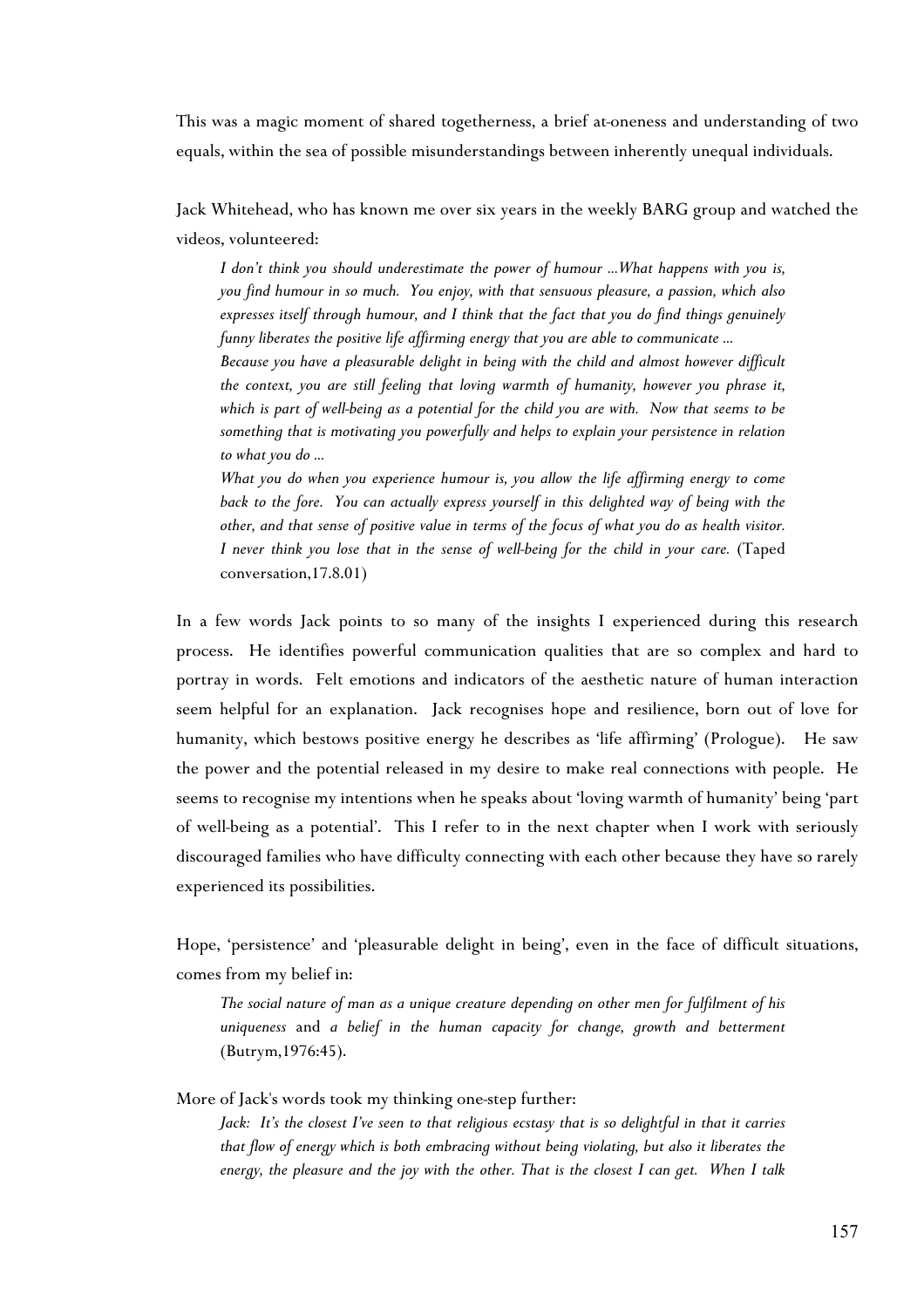This was a magic moment of shared togetherness, a brief at-oneness and understanding of two equals, within the sea of possible misunderstandings between inherently unequal individuals.

Jack Whitehead, who has known me over six years in the weekly BARG group and watched the videos, volunteered:

> *I don't think you should underestimate the power of humour ...What happens with you is, you find humour in so much. You enjoy, with that sensuous pleasure, a passion, which also expresses itself through humour, and I think that the fact that you do find things genuinely funny liberates the positive life affirming energy that you are able to communicate ...*
>
> *Because you have a pleasurable delight in being with the child and almost however difficult the context, you are still feeling that loving warmth of humanity, however you phrase it, which is part of well-being as a potential for the child you are with. Now that seems to be something that is motivating you powerfully and helps to explain your persistence in relation to what you do ...*
>
> *What you do when you experience humour is, you allow the life affirming energy to come back to the fore. You can actually express yourself in this delighted way of being with the other, and that sense of positive value in terms of the focus of what you do as health visitor. I never think you lose that in the sense of well-being for the child in your care.* (Taped conversation,17.8.01)

In a few words Jack points to so many of the insights I experienced during this research process. He identifies powerful communication qualities that are so complex and hard to portray in words. Felt emotions and indicators of the aesthetic nature of human interaction seem helpful for an explanation. Jack recognises hope and resilience, born out of love for humanity, which bestows positive energy he describes as 'life affirming' (Prologue). He saw the power and the potential released in my desire to make real connections with people. He seems to recognise my intentions when he speaks about 'loving warmth of humanity' being 'part of well-being as a potential'. This I refer to in the next chapter when I work with seriously discouraged families who have difficulty connecting with each other because they have so rarely experienced its possibilities.

Hope, 'persistence' and 'pleasurable delight in being', even in the face of difficult situations, comes from my belief in:

> *The social nature of man as a unique creature depending on other men for fulfilment of his uniqueness* and *a belief in the human capacity for change, growth and betterment* (Butrym,1976:45).

More of Jack's words took my thinking one-step further:

> *Jack: It's the closest I've seen to that religious ecstasy that is so delightful in that it carries that flow of energy which is both embracing without being violating, but also it liberates the energy, the pleasure and the joy with the other. That is the closest I can get. When I talk*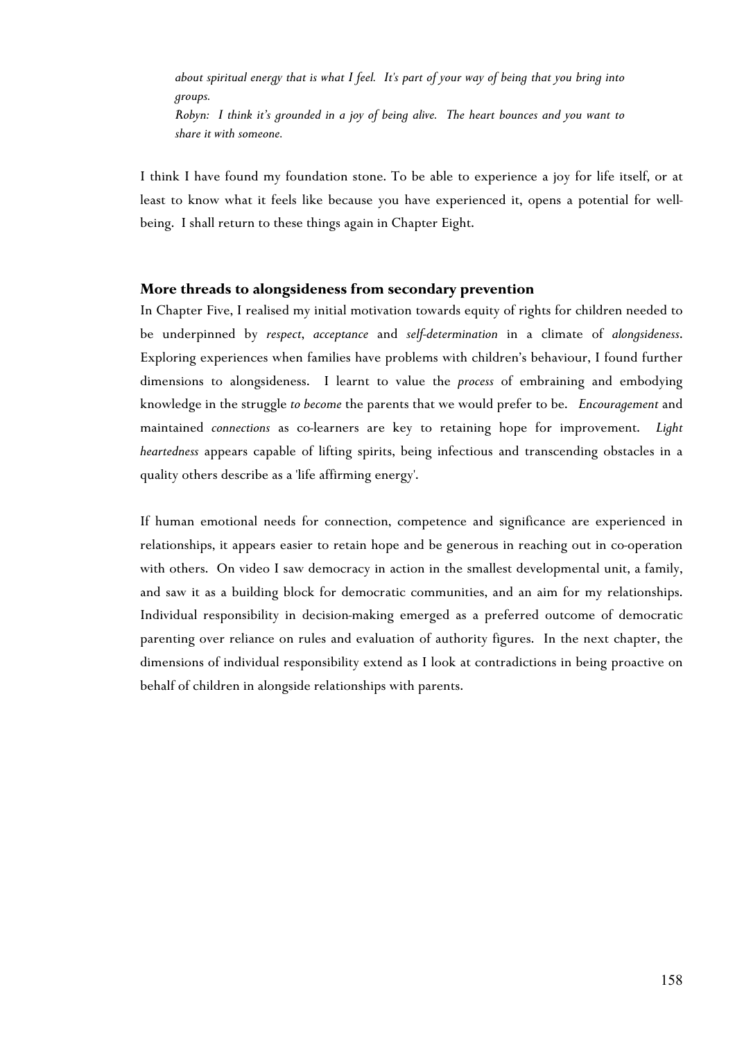*about spiritual energy that is what I feel. It's part of your way of being that you bring into groups.*
*Robyn: I think it's grounded in a joy of being alive. The heart bounces and you want to share it with someone.*

I think I have found my foundation stone. To be able to experience a joy for life itself, or at least to know what it feels like because you have experienced it, opens a potential for well-being. I shall return to these things again in Chapter Eight.

### More threads to alongsideness from secondary prevention

In Chapter Five, I realised my initial motivation towards equity of rights for children needed to be underpinned by *respect*, *acceptance* and *self-determination* in a climate of *alongsideness*. Exploring experiences when families have problems with children's behaviour, I found further dimensions to alongsideness. I learnt to value the *process* of embraining and embodying knowledge in the struggle *to become* the parents that we would prefer to be. *Encouragement* and maintained *connections* as co-learners are key to retaining hope for improvement. *Light heartedness* appears capable of lifting spirits, being infectious and transcending obstacles in a quality others describe as a 'life affirming energy'.

If human emotional needs for connection, competence and significance are experienced in relationships, it appears easier to retain hope and be generous in reaching out in co-operation with others. On video I saw democracy in action in the smallest developmental unit, a family, and saw it as a building block for democratic communities, and an aim for my relationships. Individual responsibility in decision-making emerged as a preferred outcome of democratic parenting over reliance on rules and evaluation of authority figures. In the next chapter, the dimensions of individual responsibility extend as I look at contradictions in being proactive on behalf of children in alongside relationships with parents.